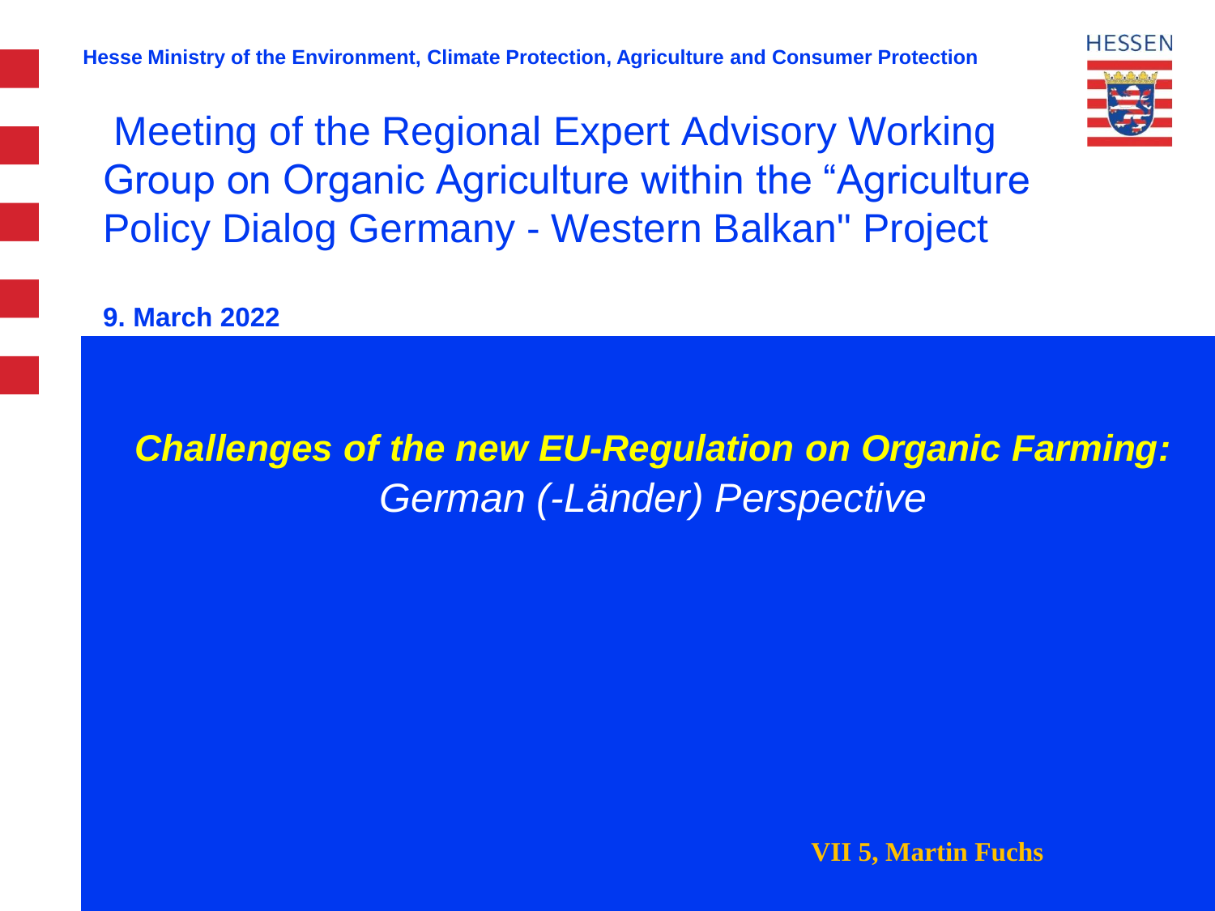Hesse Ministry of the Environment, Climate Protection, Agriculture and Consumer Protection

HESSEN

# Meeting of the Regional Expert Advisory Working Group on Organic Agriculture within the "Agriculture Policy Dialog Germany - Western Balkan" Project

**9. March 2022**

## ***Challenges of the new EU-Regulation on Organic Farming:*** *German (-Länder) Perspective*

**VII 5, Martin Fuchs**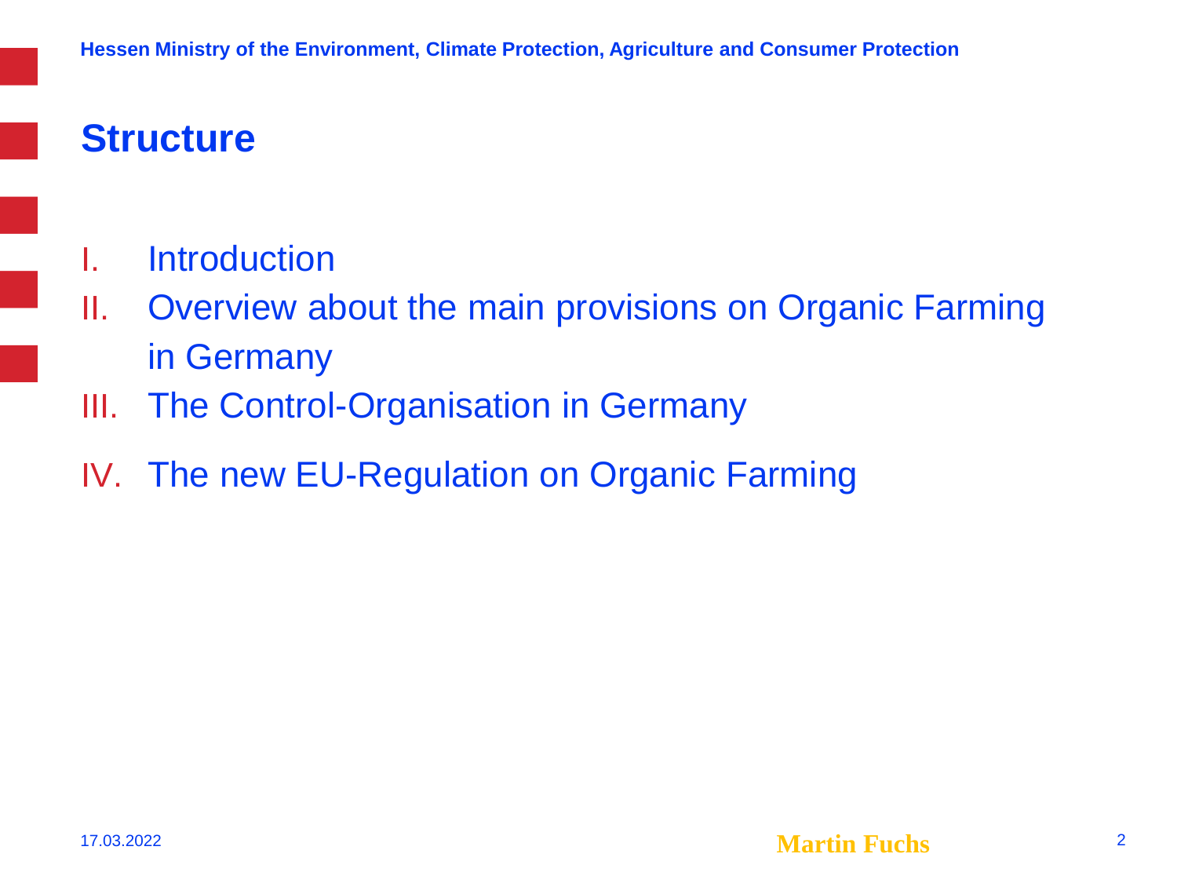## Structure

I. Introduction
II. Overview about the main provisions on Organic Farming in Germany
III. The Control-Organisation in Germany
IV. The new EU-Regulation on Organic Farming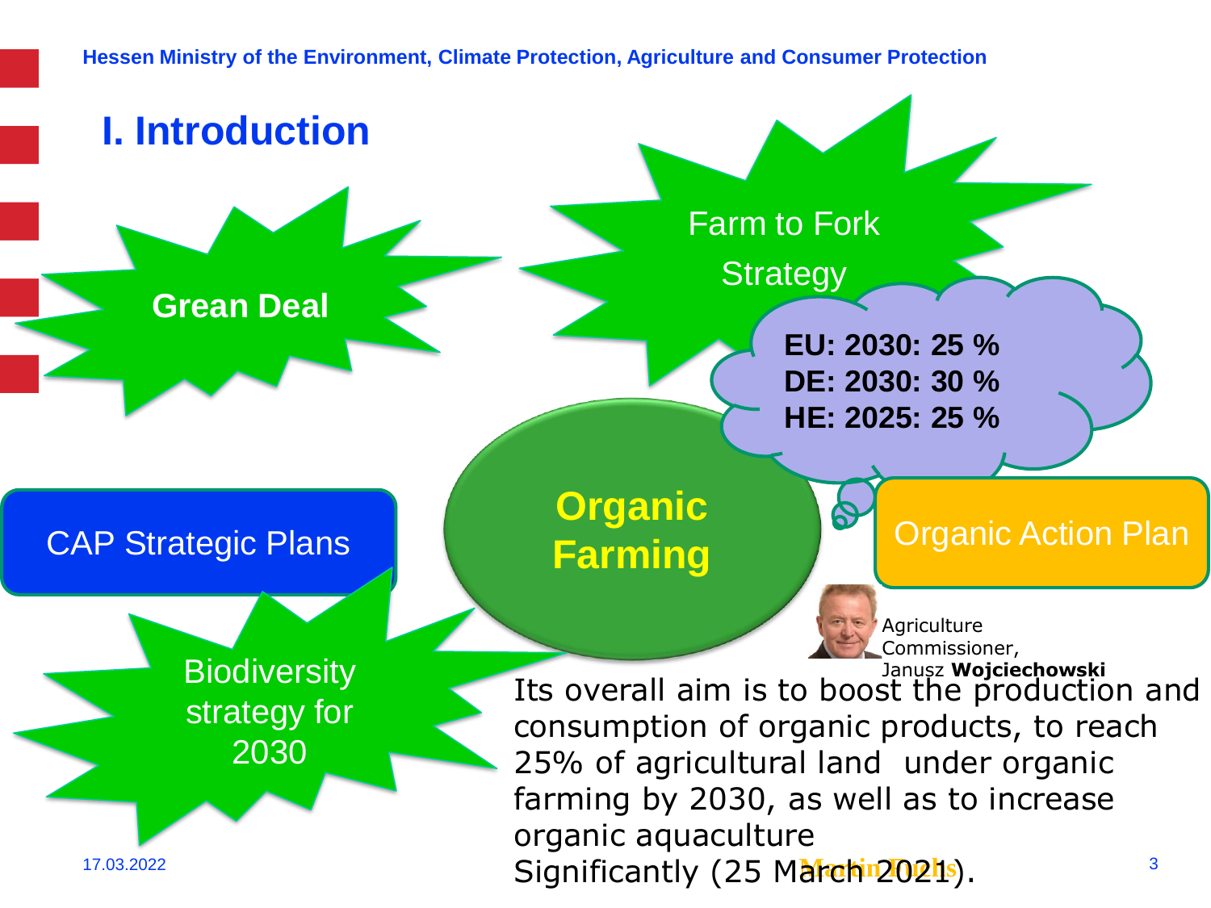## I. Introduction

**Grean Deal**

Farm to Fork Strategy

**EU: 2030: 25 %**
**DE: 2030: 30 %**
**HE: 2025: 25 %**

CAP Strategic Plans

**Organic Farming**

Organic Action Plan

Biodiversity strategy for 2030

Agriculture Commissioner, Janusz **Wojciechowski**

Its overall aim is to boost the production and consumption of organic products, to reach 25% of agricultural land under organic farming by 2030, as well as to increase organic aquaculture Significantly (25 March 2021).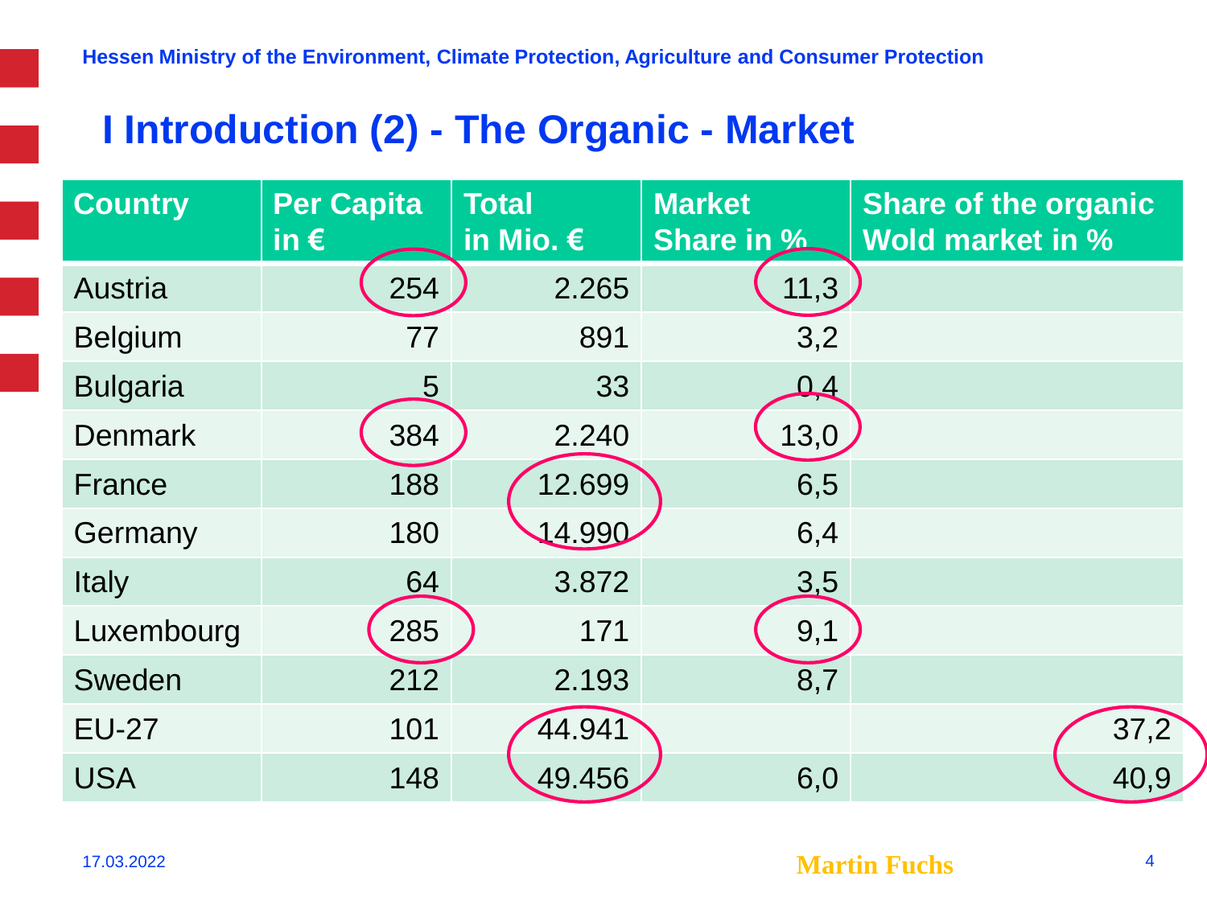# I Introduction (2) - The Organic - Market

| Country | Per Capita in € | Total in Mio. € | Market Share in % | Share of the organic Wold market in % |
|---|---|---|---|---|
| Austria | 254 | 2.265 | 11,3 | |
| Belgium | 77 | 891 | 3,2 | |
| Bulgaria | 5 | 33 | 0,4 | |
| Denmark | 384 | 2.240 | 13,0 | |
| France | 188 | 12.699 | 6,5 | |
| Germany | 180 | 14.990 | 6,4 | |
| Italy | 64 | 3.872 | 3,5 | |
| Luxembourg | 285 | 171 | 9,1 | |
| Sweden | 212 | 2.193 | 8,7 | |
| EU-27 | 101 | 44.941 | | 37,2 |
| USA | 148 | 49.456 | 6,0 | 40,9 |

17.03.2022

Martin Fuchs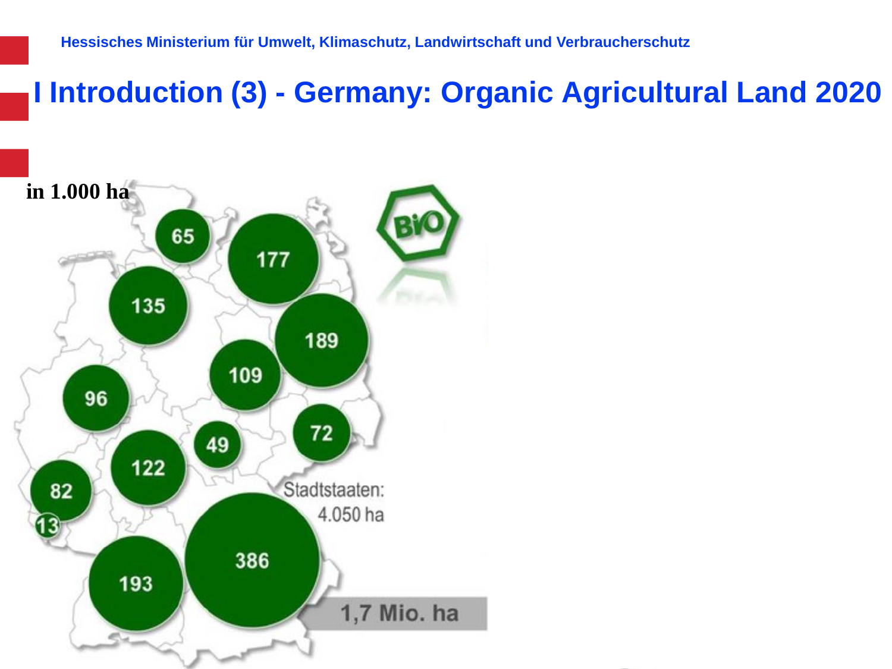Hessisches Ministerium für Umwelt, Klimaschutz, Landwirtschaft und Verbraucherschutz

# I Introduction (3) - Germany: Organic Agricultural Land 2020

in 1.000 ha

65

177

135

189

109

96

72

49

122

82

13

Stadtstaaten: 4.050 ha

386

193

1,7 Mio. ha

BIO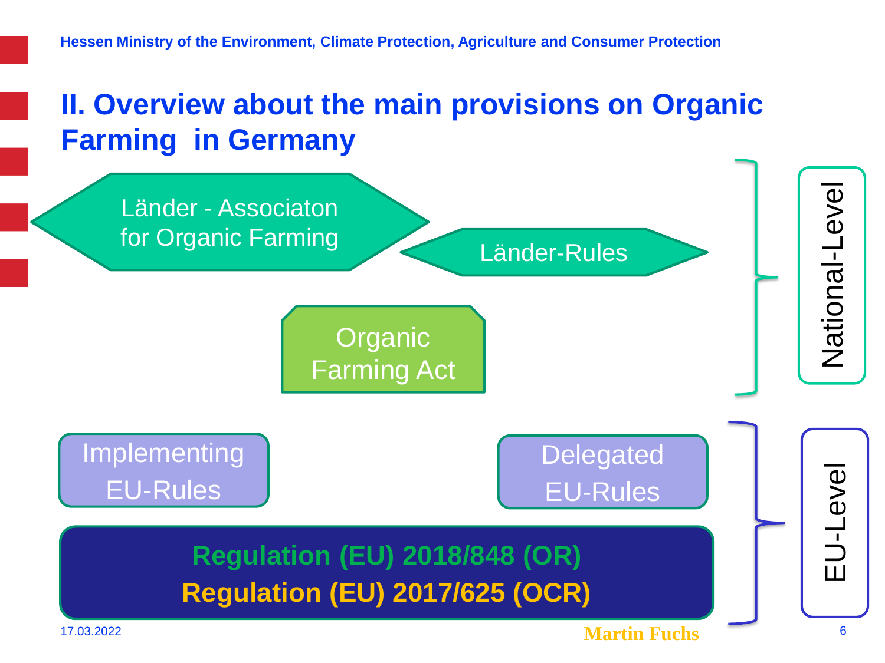## II. Overview about the main provisions on Organic Farming in Germany

**National-Level**

- Länder - Associaton for Organic Farming
- Länder-Rules
- Organic Farming Act

**EU-Level**

- Implementing EU-Rules
- Delegated EU-Rules
- **Regulation (EU) 2018/848 (OR)**
- **Regulation (EU) 2017/625 (OCR)**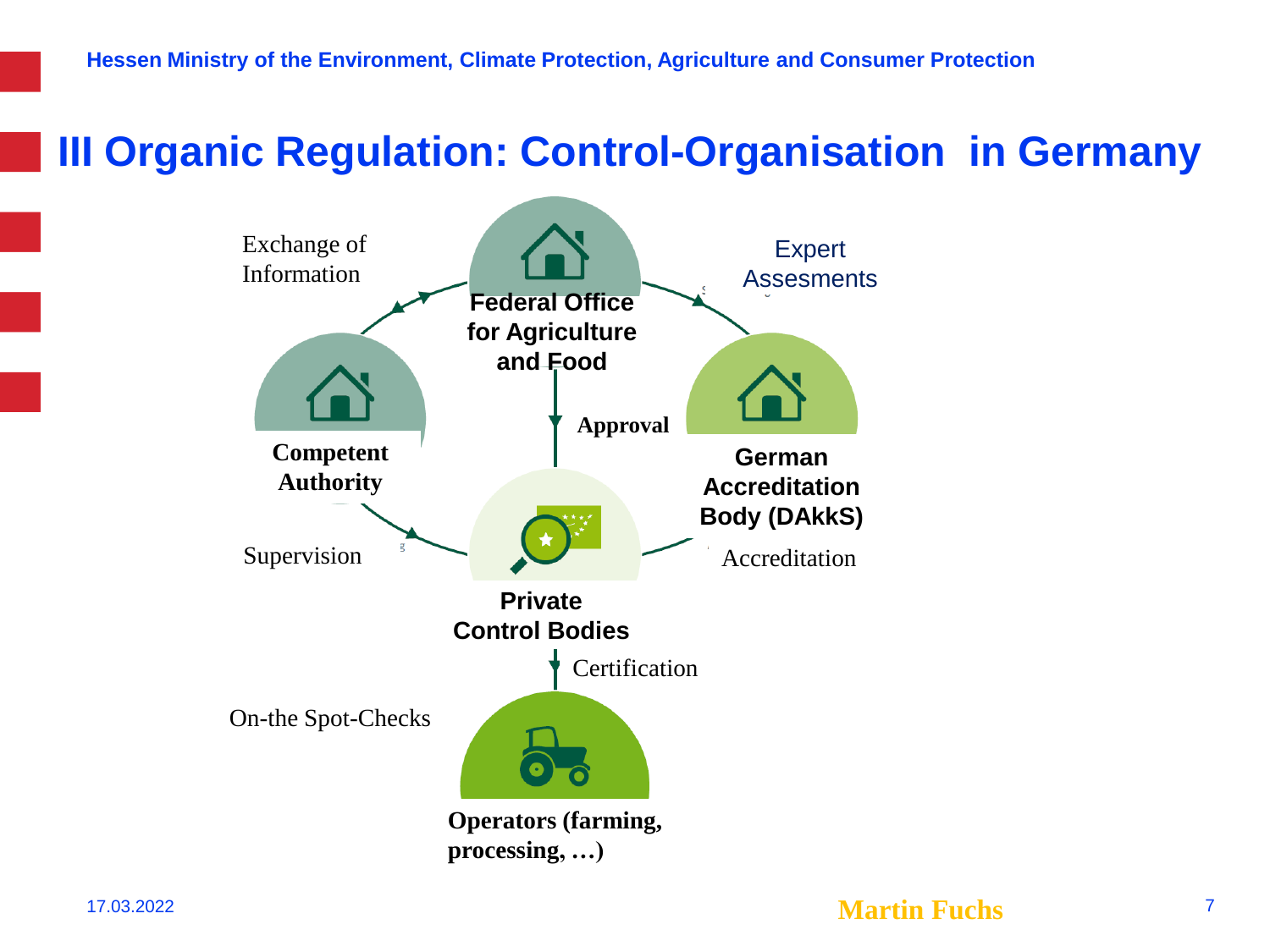# III Organic Regulation: Control-Organisation in Germany

Exchange of Information

**Federal Office for Agriculture and Food**

Expert Assesments

**Competent Authority**

**Approval**

**German Accreditation Body (DAkkS)**

Supervision

Accreditation

**Private Control Bodies**

Certification

On-the Spot-Checks

**Operators (farming, processing, …)**

17.03.2022

Martin Fuchs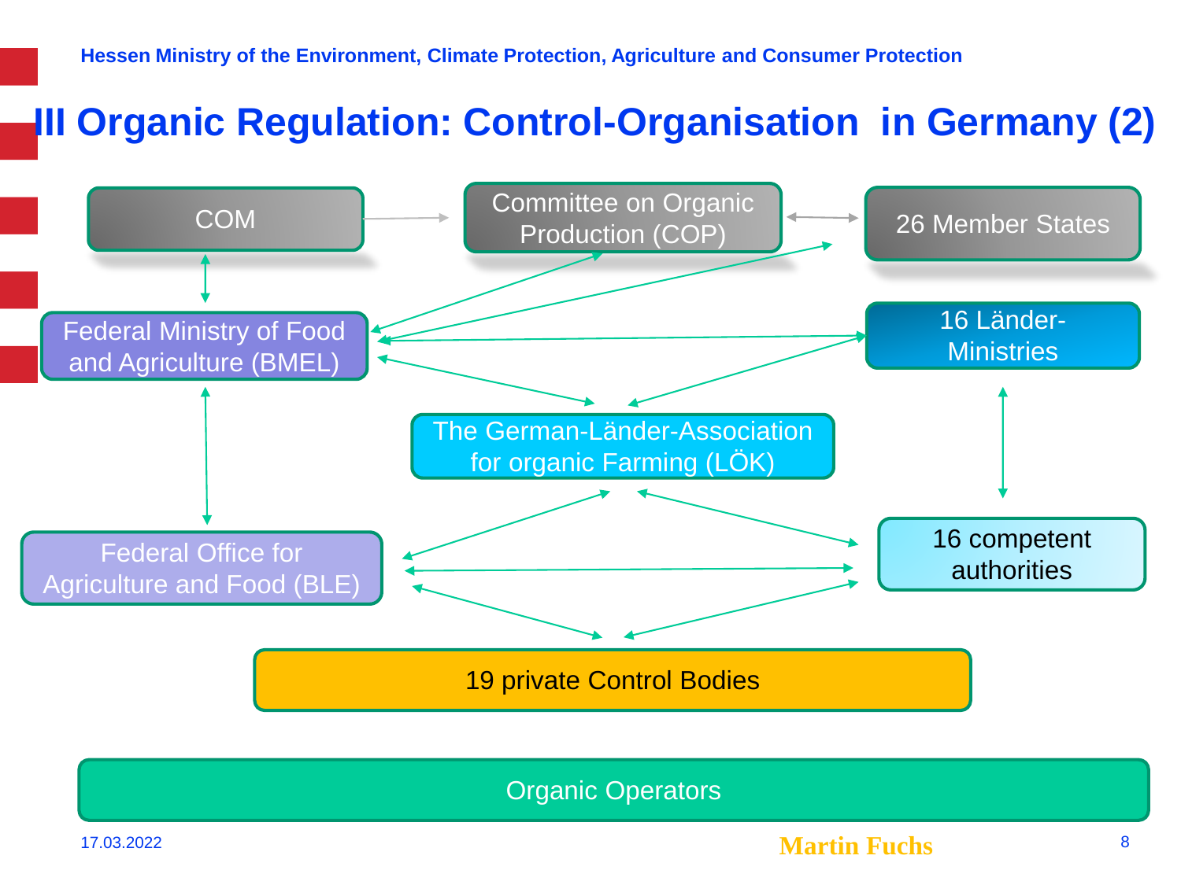# III Organic Regulation: Control-Organisation in Germany (2)

COM

Committee on Organic Production (COP)

26 Member States

Federal Ministry of Food and Agriculture (BMEL)

16 Länder-Ministries

The German-Länder-Association for organic Farming (LÖK)

Federal Office for Agriculture and Food (BLE)

16 competent authorities

19 private Control Bodies

Organic Operators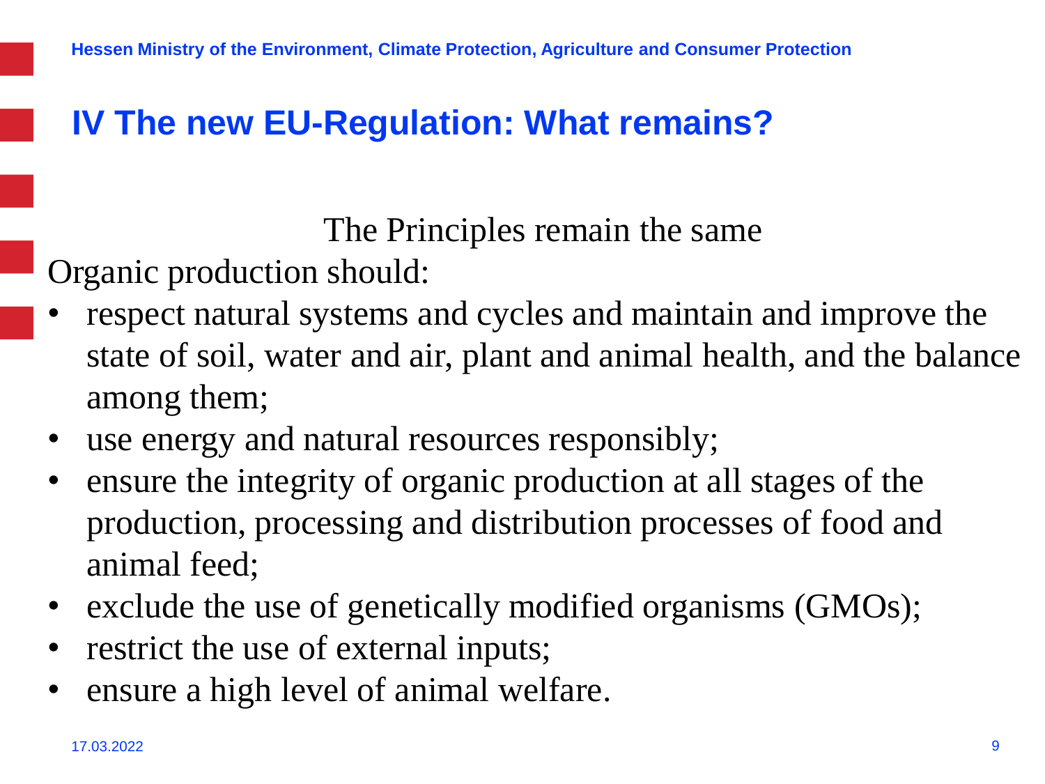# IV The new EU-Regulation: What remains?

The Principles remain the same

Organic production should:

- respect natural systems and cycles and maintain and improve the state of soil, water and air, plant and animal health, and the balance among them;
- use energy and natural resources responsibly;
- ensure the integrity of organic production at all stages of the production, processing and distribution processes of food and animal feed;
- exclude the use of genetically modified organisms (GMOs);
- restrict the use of external inputs;
- ensure a high level of animal welfare.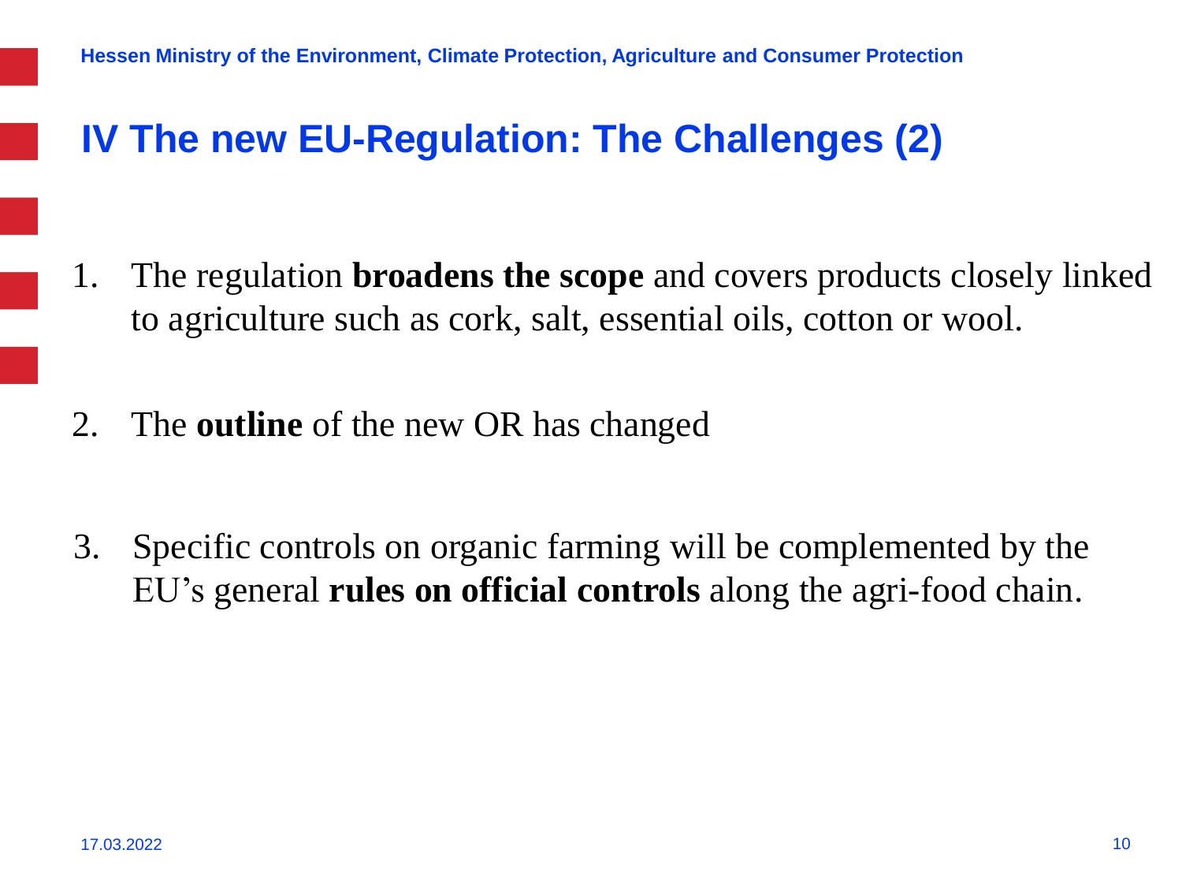# IV The new EU-Regulation: The Challenges (2)

1. The regulation **broadens the scope** and covers products closely linked to agriculture such as cork, salt, essential oils, cotton or wool.

2. The **outline** of the new OR has changed

3. Specific controls on organic farming will be complemented by the EU's general **rules on official controls** along the agri-food chain.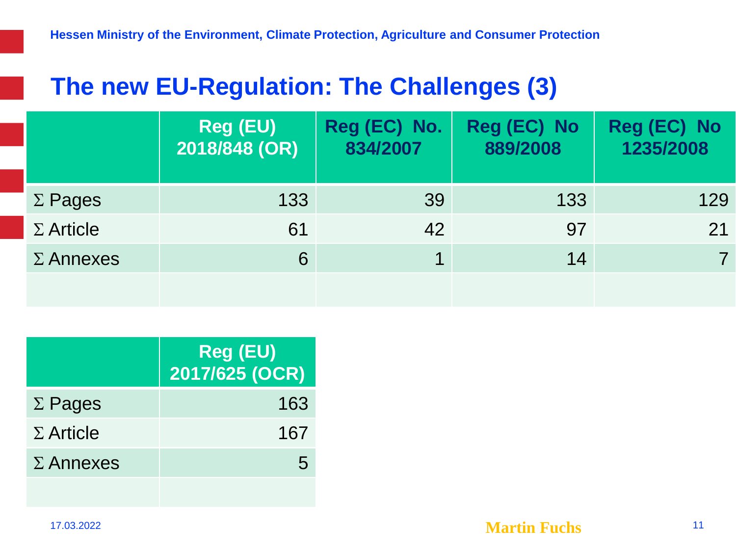# The new EU-Regulation: The Challenges (3)

| | Reg (EU) 2018/848 (OR) | Reg (EC) No. 834/2007 | Reg (EC) No 889/2008 | Reg (EC) No 1235/2008 |
|---|---|---|---|---|
| Σ Pages | 133 | 39 | 133 | 129 |
| Σ Article | 61 | 42 | 97 | 21 |
| Σ Annexes | 6 | 1 | 14 | 7 |
| | | | | |

| | Reg (EU) 2017/625 (OCR) |
|---|---|
| Σ Pages | 163 |
| Σ Article | 167 |
| Σ Annexes | 5 |
| | |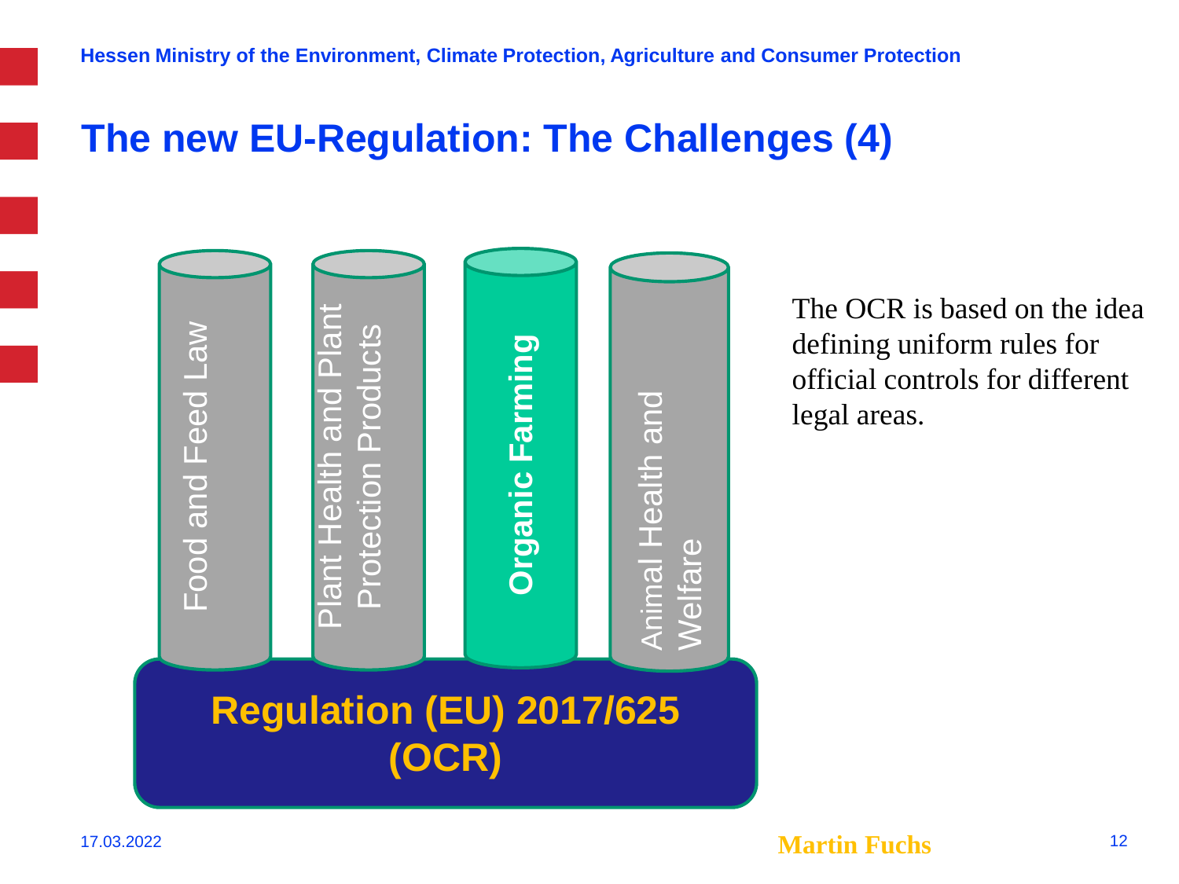## The new EU-Regulation: The Challenges (4)

Food and Feed Law

Plant Health and Plant Protection Products

**Organic Farming**

Animal Health and Welfare

**Regulation (EU) 2017/625 (OCR)**

The OCR is based on the idea defining uniform rules for official controls for different legal areas.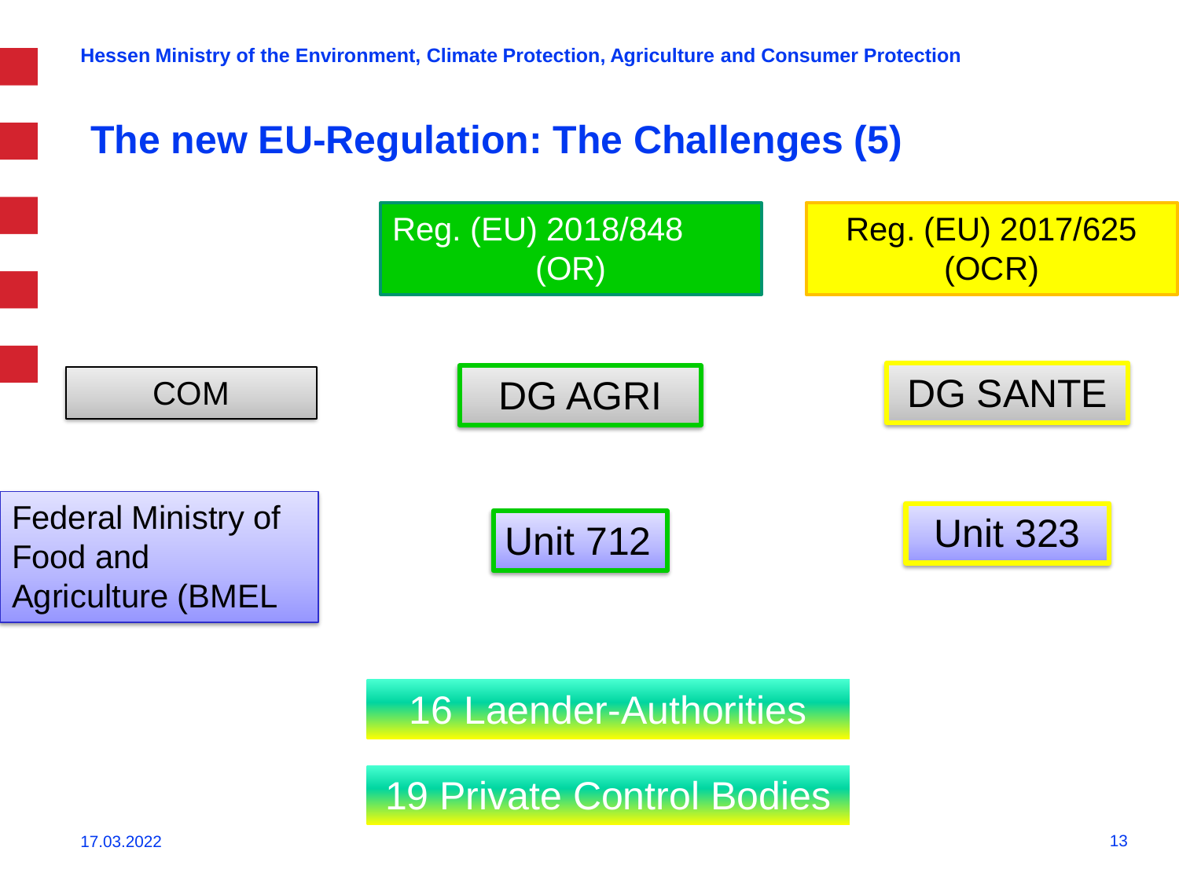## The new EU-Regulation: The Challenges (5)

Reg. (EU) 2018/848 (OR)

Reg. (EU) 2017/625 (OCR)

COM

DG AGRI

DG SANTE

Federal Ministry of Food and Agriculture (BMEL

Unit 712

Unit 323

16 Laender-Authorities

19 Private Control Bodies

17.03.2022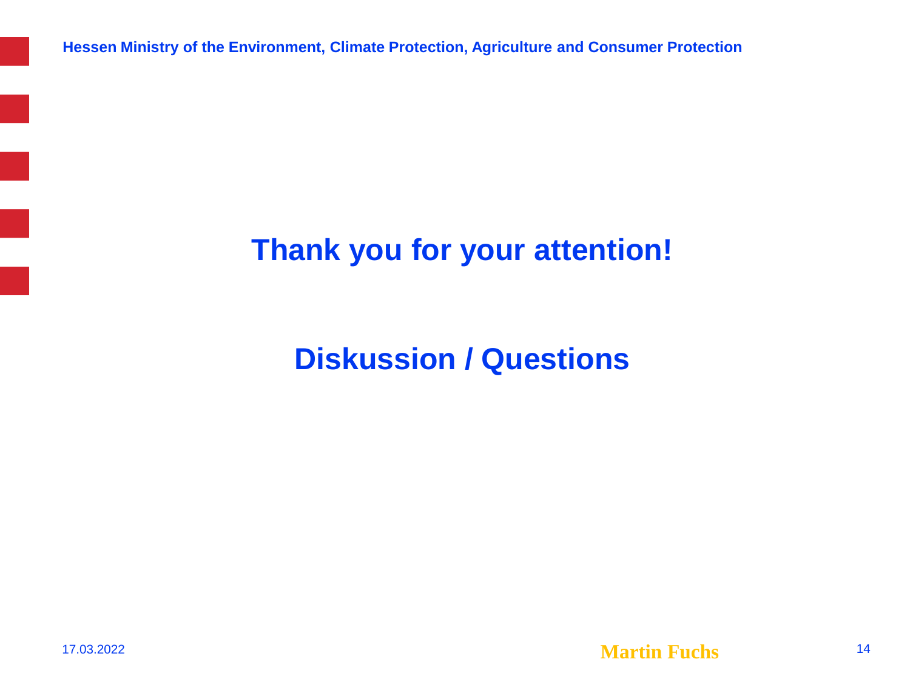# Thank you for your attention!

# Diskussion / Questions